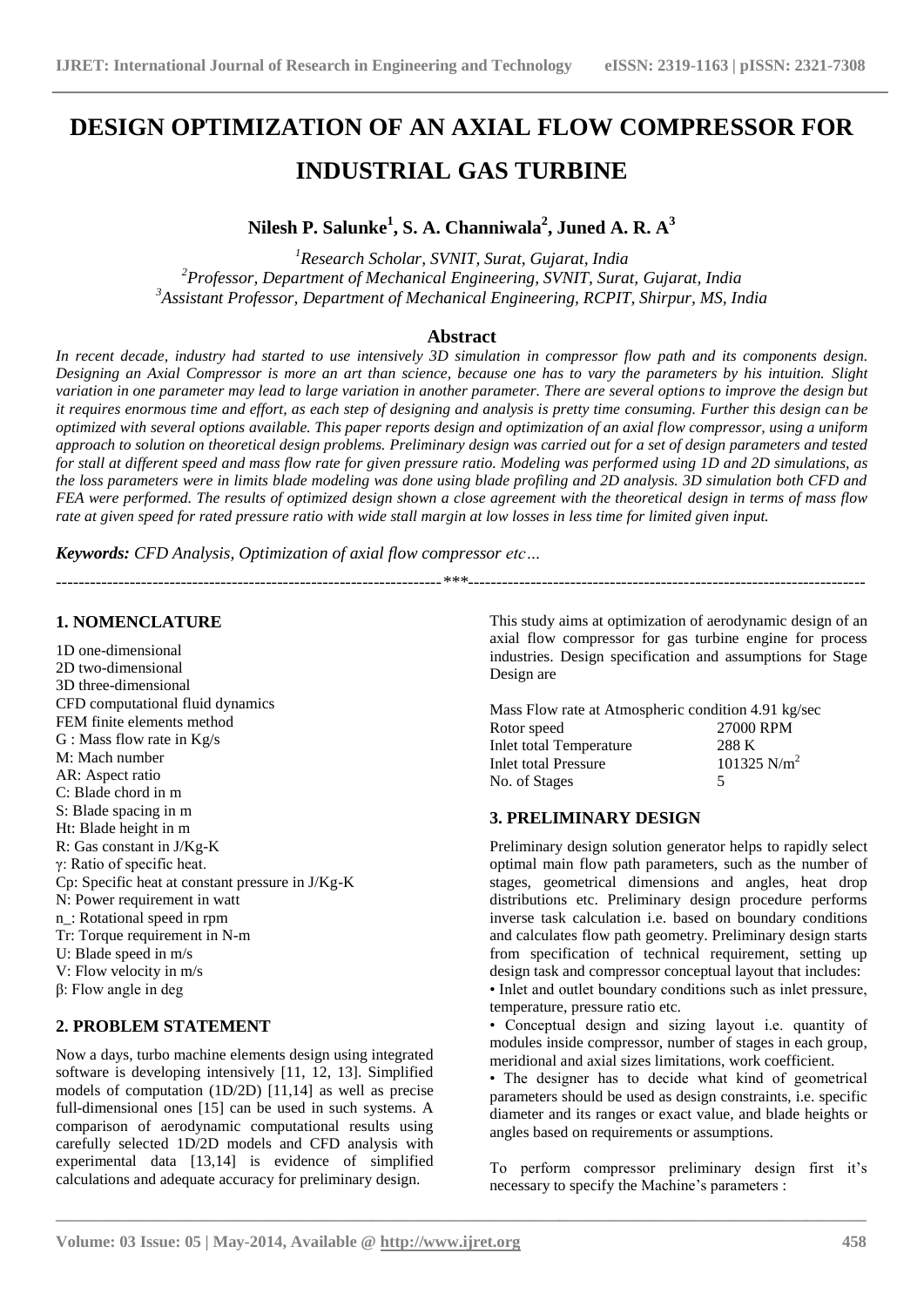# DESIGN OPTIMIZATION OF AN AXIAL FLOW COMPRESSOR FOR INDUSTRIAL GAS TURBINE

**Nilesh P. Salunke[1], S. A. Channiwala[2], Juned A. R. A[3]**

[1]*Research Scholar, SVNIT, Surat, Gujarat, India*
[2]*Professor, Department of Mechanical Engineering, SVNIT, Surat, Gujarat, India*
[3]*Assistant Professor, Department of Mechanical Engineering, RCPIT, Shirpur, MS, India*

## Abstract

*In recent decade, industry had started to use intensively 3D simulation in compressor flow path and its components design. Designing an Axial Compressor is more an art than science, because one has to vary the parameters by his intuition. Slight variation in one parameter may lead to large variation in another parameter. There are several options to improve the design but it requires enormous time and effort, as each step of designing and analysis is pretty time consuming. Further this design can be optimized with several options available. This paper reports design and optimization of an axial flow compressor, using a uniform approach to solution on theoretical design problems. Preliminary design was carried out for a set of design parameters and tested for stall at different speed and mass flow rate for given pressure ratio. Modeling was performed using 1D and 2D simulations, as the loss parameters were in limits blade modeling was done using blade profiling and 2D analysis. 3D simulation both CFD and FEA were performed. The results of optimized design shown a close agreement with the theoretical design in terms of mass flow rate at given speed for rated pressure ratio with wide stall margin at low losses in less time for limited given input.*

***Keywords:*** *CFD Analysis, Optimization of axial flow compressor etc…*

---

## 1. NOMENCLATURE

1D one-dimensional
2D two-dimensional
3D three-dimensional
CFD computational fluid dynamics
FEM finite elements method
G : Mass flow rate in Kg/s
M: Mach number
AR: Aspect ratio
C: Blade chord in m
S: Blade spacing in m
Ht: Blade height in m
R: Gas constant in J/Kg-K
γ: Ratio of specific heat.
Cp: Specific heat at constant pressure in J/Kg-K
N: Power requirement in watt
n_: Rotational speed in rpm
Tr: Torque requirement in N-m
U: Blade speed in m/s
V: Flow velocity in m/s
β: Flow angle in deg

## 2. PROBLEM STATEMENT

Now a days, turbo machine elements design using integrated software is developing intensively [11, 12, 13]. Simplified models of computation (1D/2D) [11,14] as well as precise full-dimensional ones [15] can be used in such systems. A comparison of aerodynamic computational results using carefully selected 1D/2D models and CFD analysis with experimental data [13,14] is evidence of simplified calculations and adequate accuracy for preliminary design.

This study aims at optimization of aerodynamic design of an axial flow compressor for gas turbine engine for process industries. Design specification and assumptions for Stage Design are

| | |
|---|---|
| Mass Flow rate at Atmospheric condition | 4.91 kg/sec |
| Rotor speed | 27000 RPM |
| Inlet total Temperature | 288 K |
| Inlet total Pressure | 101325 N/m$^2$ |
| No. of Stages | 5 |

## 3. PRELIMINARY DESIGN

Preliminary design solution generator helps to rapidly select optimal main flow path parameters, such as the number of stages, geometrical dimensions and angles, heat drop distributions etc. Preliminary design procedure performs inverse task calculation i.e. based on boundary conditions and calculates flow path geometry. Preliminary design starts from specification of technical requirement, setting up design task and compressor conceptual layout that includes:

- Inlet and outlet boundary conditions such as inlet pressure, temperature, pressure ratio etc.
- Conceptual design and sizing layout i.e. quantity of modules inside compressor, number of stages in each group, meridional and axial sizes limitations, work coefficient.
- The designer has to decide what kind of geometrical parameters should be used as design constraints, i.e. specific diameter and its ranges or exact value, and blade heights or angles based on requirements or assumptions.

To perform compressor preliminary design first it's necessary to specify the Machine's parameters :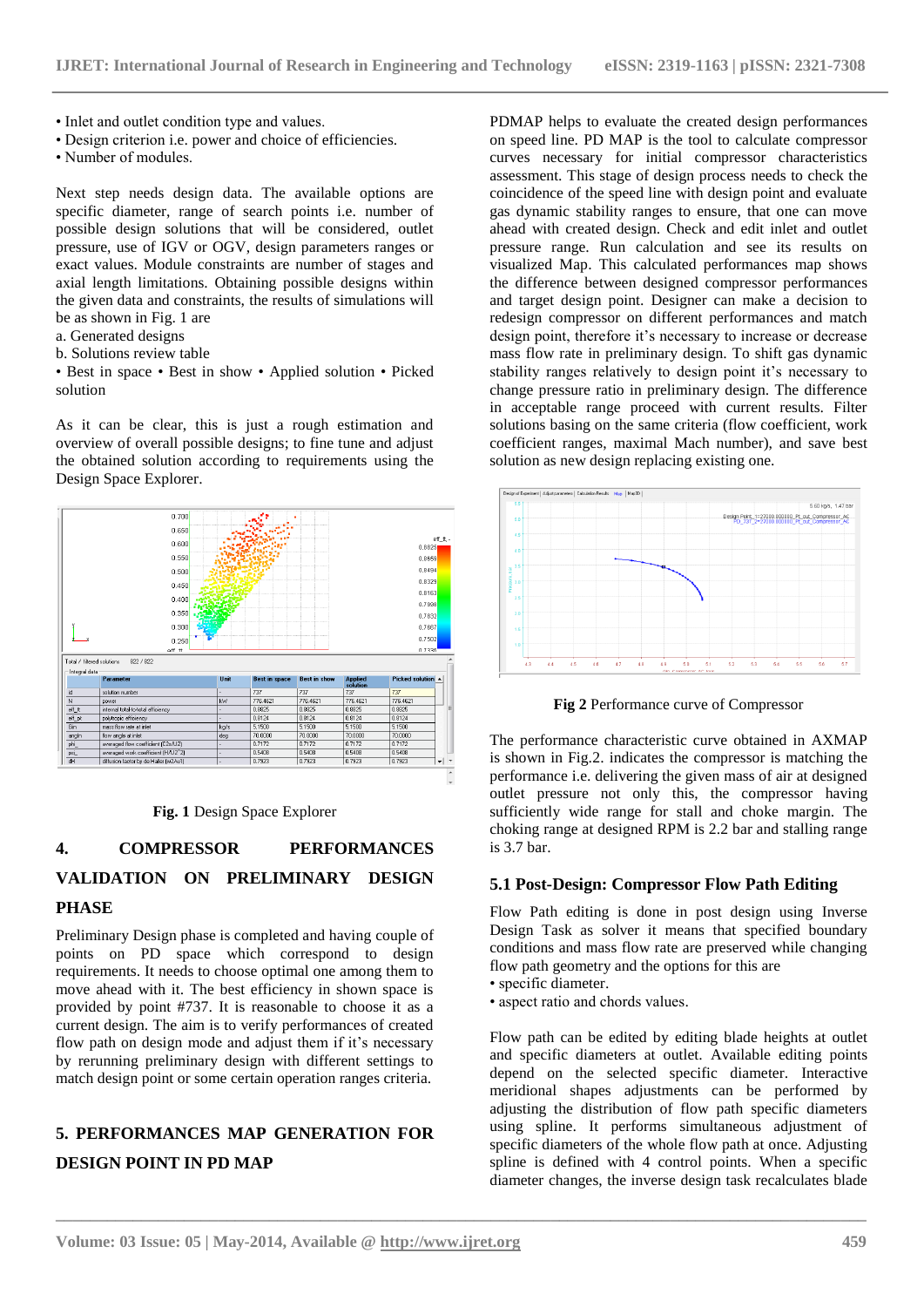- Inlet and outlet condition type and values.
- Design criterion i.e. power and choice of efficiencies.
- Number of modules.

Next step needs design data. The available options are specific diameter, range of search points i.e. number of possible design solutions that will be considered, outlet pressure, use of IGV or OGV, design parameters ranges or exact values. Module constraints are number of stages and axial length limitations. Obtaining possible designs within the given data and constraints, the results of simulations will be as shown in Fig. 1 are

a. Generated designs

b. Solutions review table

- Best in space • Best in show • Applied solution • Picked solution

As it can be clear, this is just a rough estimation and overview of overall possible designs; to fine tune and adjust the obtained solution according to requirements using the Design Space Explorer.

**Fig. 1** Design Space Explorer

## 4. COMPRESSOR PERFORMANCES VALIDATION ON PRELIMINARY DESIGN PHASE

Preliminary Design phase is completed and having couple of points on PD space which correspond to design requirements. It needs to choose optimal one among them to move ahead with it. The best efficiency in shown space is provided by point #737. It is reasonable to choose it as a current design. The aim is to verify performances of created flow path on design mode and adjust them if it's necessary by rerunning preliminary design with different settings to match design point or some certain operation ranges criteria.

## 5. PERFORMANCES MAP GENERATION FOR DESIGN POINT IN PD MAP

PDMAP helps to evaluate the created design performances on speed line. PD MAP is the tool to calculate compressor curves necessary for initial compressor characteristics assessment. This stage of design process needs to check the coincidence of the speed line with design point and evaluate gas dynamic stability ranges to ensure, that one can move ahead with created design. Check and edit inlet and outlet pressure range. Run calculation and see its results on visualized Map. This calculated performances map shows the difference between designed compressor performances and target design point. Designer can make a decision to redesign compressor on different performances and match design point, therefore it's necessary to increase or decrease mass flow rate in preliminary design. To shift gas dynamic stability ranges relatively to design point it's necessary to change pressure ratio in preliminary design. The difference in acceptable range proceed with current results. Filter solutions basing on the same criteria (flow coefficient, work coefficient ranges, maximal Mach number), and save best solution as new design replacing existing one.

**Fig 2** Performance curve of Compressor

The performance characteristic curve obtained in AXMAP is shown in Fig.2. indicates the compressor is matching the performance i.e. delivering the given mass of air at designed outlet pressure not only this, the compressor having sufficiently wide range for stall and choke margin. The choking range at designed RPM is 2.2 bar and stalling range is 3.7 bar.

### 5.1 Post-Design: Compressor Flow Path Editing

Flow Path editing is done in post design using Inverse Design Task as solver it means that specified boundary conditions and mass flow rate are preserved while changing flow path geometry and the options for this are

- specific diameter.
- aspect ratio and chords values.

Flow path can be edited by editing blade heights at outlet and specific diameters at outlet. Available editing points depend on the selected specific diameter. Interactive meridional shapes adjustments can be performed by adjusting the distribution of flow path specific diameters using spline. It performs simultaneous adjustment of specific diameters of the whole flow path at once. Adjusting spline is defined with 4 control points. When a specific diameter changes, the inverse design task recalculates blade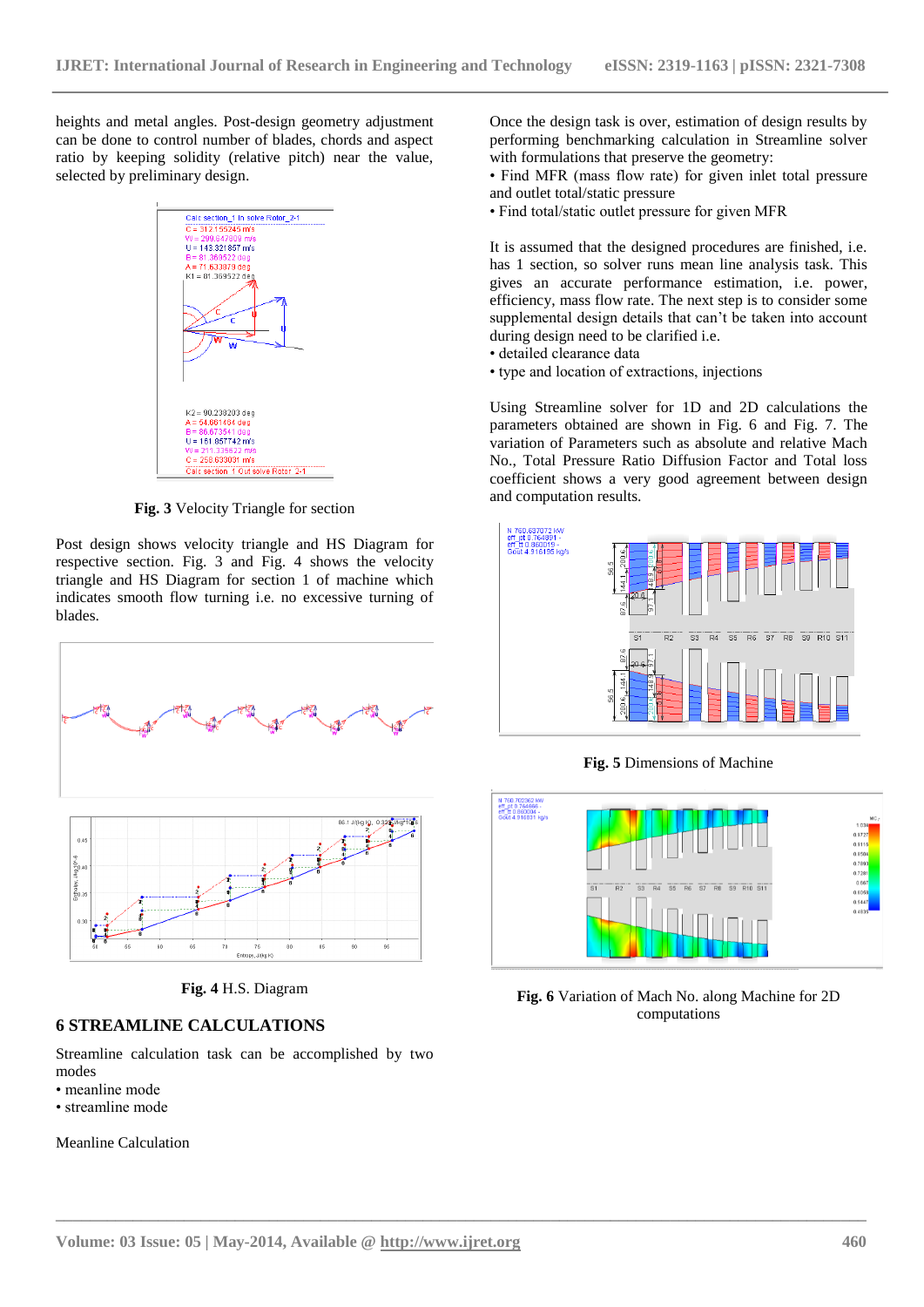heights and metal angles. Post-design geometry adjustment can be done to control number of blades, chords and aspect ratio by keeping solidity (relative pitch) near the value, selected by preliminary design.

**Fig. 3** Velocity Triangle for section

Post design shows velocity triangle and HS Diagram for respective section. Fig. 3 and Fig. 4 shows the velocity triangle and HS Diagram for section 1 of machine which indicates smooth flow turning i.e. no excessive turning of blades.

**Fig. 4** H.S. Diagram

## 6 STREAMLINE CALCULATIONS

Streamline calculation task can be accomplished by two modes

- meanline mode
- streamline mode

Meanline Calculation

Once the design task is over, estimation of design results by performing benchmarking calculation in Streamline solver with formulations that preserve the geometry:

- Find MFR (mass flow rate) for given inlet total pressure and outlet total/static pressure
- Find total/static outlet pressure for given MFR

It is assumed that the designed procedures are finished, i.e. has 1 section, so solver runs mean line analysis task. This gives an accurate performance estimation, i.e. power, efficiency, mass flow rate. The next step is to consider some supplemental design details that can't be taken into account during design need to be clarified i.e.

- detailed clearance data
- type and location of extractions, injections

Using Streamline solver for 1D and 2D calculations the parameters obtained are shown in Fig. 6 and Fig. 7. The variation of Parameters such as absolute and relative Mach No., Total Pressure Ratio Diffusion Factor and Total loss coefficient shows a very good agreement between design and computation results.

**Fig. 5** Dimensions of Machine

**Fig. 6** Variation of Mach No. along Machine for 2D computations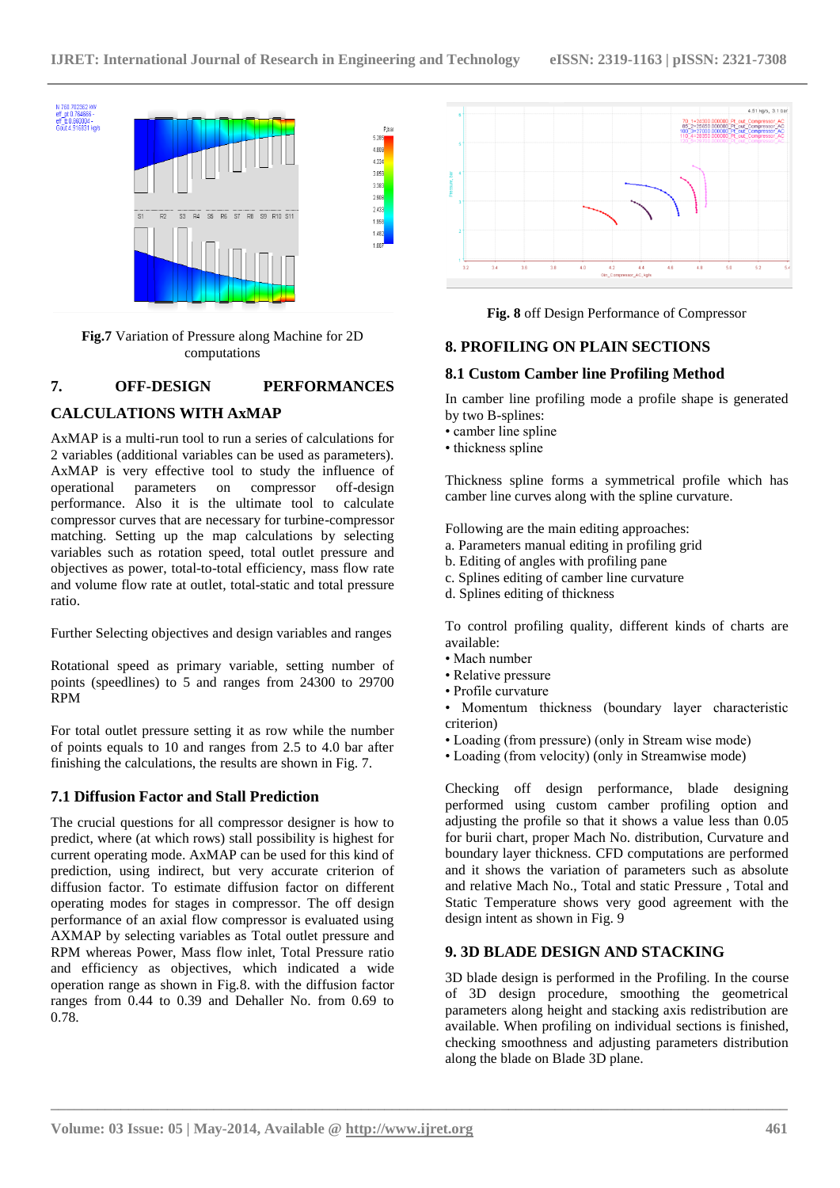Fig.7 Variation of Pressure along Machine for 2D computations

## 7. OFF-DESIGN PERFORMANCES CALCULATIONS WITH AxMAP

AxMAP is a multi-run tool to run a series of calculations for 2 variables (additional variables can be used as parameters). AxMAP is very effective tool to study the influence of operational parameters on compressor off-design performance. Also it is the ultimate tool to calculate compressor curves that are necessary for turbine-compressor matching. Setting up the map calculations by selecting variables such as rotation speed, total outlet pressure and objectives as power, total-to-total efficiency, mass flow rate and volume flow rate at outlet, total-static and total pressure ratio.

Further Selecting objectives and design variables and ranges

Rotational speed as primary variable, setting number of points (speedlines) to 5 and ranges from 24300 to 29700 RPM

For total outlet pressure setting it as row while the number of points equals to 10 and ranges from 2.5 to 4.0 bar after finishing the calculations, the results are shown in Fig. 7.

### 7.1 Diffusion Factor and Stall Prediction

The crucial questions for all compressor designer is how to predict, where (at which rows) stall possibility is highest for current operating mode. AxMAP can be used for this kind of prediction, using indirect, but very accurate criterion of diffusion factor. To estimate diffusion factor on different operating modes for stages in compressor. The off design performance of an axial flow compressor is evaluated using AXMAP by selecting variables as Total outlet pressure and RPM whereas Power, Mass flow inlet, Total Pressure ratio and efficiency as objectives, which indicated a wide operation range as shown in Fig.8. with the diffusion factor ranges from 0.44 to 0.39 and Dehaller No. from 0.69 to 0.78.

**Fig. 8** off Design Performance of Compressor

## 8. PROFILING ON PLAIN SECTIONS

### 8.1 Custom Camber line Profiling Method

In camber line profiling mode a profile shape is generated by two B-splines:

- camber line spline
- thickness spline

Thickness spline forms a symmetrical profile which has camber line curves along with the spline curvature.

Following are the main editing approaches:

a. Parameters manual editing in profiling grid
b. Editing of angles with profiling pane
c. Splines editing of camber line curvature
d. Splines editing of thickness

To control profiling quality, different kinds of charts are available:

- Mach number
- Relative pressure
- Profile curvature
- Momentum thickness (boundary layer characteristic criterion)
- Loading (from pressure) (only in Stream wise mode)
- Loading (from velocity) (only in Streamwise mode)

Checking off design performance, blade designing performed using custom camber profiling option and adjusting the profile so that it shows a value less than 0.05 for burii chart, proper Mach No. distribution, Curvature and boundary layer thickness. CFD computations are performed and it shows the variation of parameters such as absolute and relative Mach No., Total and static Pressure , Total and Static Temperature shows very good agreement with the design intent as shown in Fig. 9

## 9. 3D BLADE DESIGN AND STACKING

3D blade design is performed in the Profiling. In the course of 3D design procedure, smoothing the geometrical parameters along height and stacking axis redistribution are available. When profiling on individual sections is finished, checking smoothness and adjusting parameters distribution along the blade on Blade 3D plane.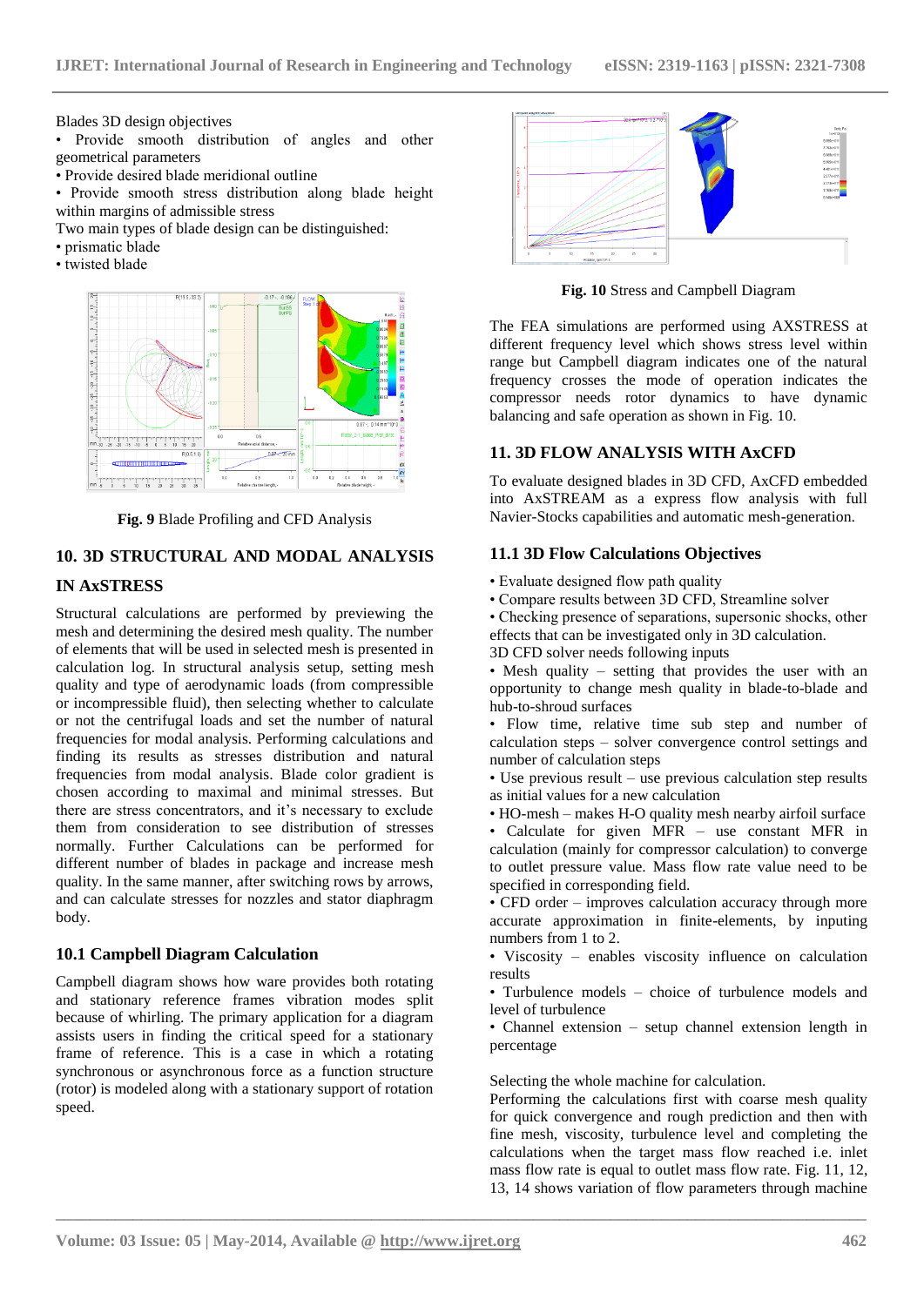Blades 3D design objectives

- Provide smooth distribution of angles and other geometrical parameters
- Provide desired blade meridional outline
- Provide smooth stress distribution along blade height within margins of admissible stress

Two main types of blade design can be distinguished:

- prismatic blade
- twisted blade

**Fig. 9** Blade Profiling and CFD Analysis

## 10. 3D STRUCTURAL AND MODAL ANALYSIS IN AxSTRESS

Structural calculations are performed by previewing the mesh and determining the desired mesh quality. The number of elements that will be used in selected mesh is presented in calculation log. In structural analysis setup, setting mesh quality and type of aerodynamic loads (from compressible or incompressible fluid), then selecting whether to calculate or not the centrifugal loads and set the number of natural frequencies for modal analysis. Performing calculations and finding its results as stresses distribution and natural frequencies from modal analysis. Blade color gradient is chosen according to maximal and minimal stresses. But there are stress concentrators, and it's necessary to exclude them from consideration to see distribution of stresses normally. Further Calculations can be performed for different number of blades in package and increase mesh quality. In the same manner, after switching rows by arrows, and can calculate stresses for nozzles and stator diaphragm body.

### 10.1 Campbell Diagram Calculation

Campbell diagram shows how ware provides both rotating and stationary reference frames vibration modes split because of whirling. The primary application for a diagram assists users in finding the critical speed for a stationary frame of reference. This is a case in which a rotating synchronous or asynchronous force as a function structure (rotor) is modeled along with a stationary support of rotation speed.

**Fig. 10** Stress and Campbell Diagram

The FEA simulations are performed using AXSTRESS at different frequency level which shows stress level within range but Campbell diagram indicates one of the natural frequency crosses the mode of operation indicates the compressor rotor dynamics to have dynamic balancing and safe operation as shown in Fig. 10.

## 11. 3D FLOW ANALYSIS WITH AxCFD

To evaluate designed blades in 3D CFD, AxCFD embedded into AxSTREAM as a express flow analysis with full Navier-Stocks capabilities and automatic mesh-generation.

### 11.1 3D Flow Calculations Objectives

- Evaluate designed flow path quality
- Compare results between 3D CFD, Streamline solver
- Checking presence of separations, supersonic shocks, other effects that can be investigated only in 3D calculation.

3D CFD solver needs following inputs

- Mesh quality – setting that provides the user with an opportunity to change mesh quality in blade-to-blade and hub-to-shroud surfaces
- Flow time, relative time sub step and number of calculation steps – solver convergence control settings and number of calculation steps
- Use previous result – use previous calculation step results as initial values for a new calculation
- HO-mesh – makes H-O quality mesh nearby airfoil surface
- Calculate for given MFR – use constant MFR in calculation (mainly for compressor calculation) to converge to outlet pressure value. Mass flow rate value need to be specified in corresponding field.
- CFD order – improves calculation accuracy through more accurate approximation in finite-elements, by inputing numbers from 1 to 2.
- Viscosity – enables viscosity influence on calculation results
- Turbulence models – choice of turbulence models and level of turbulence
- Channel extension – setup channel extension length in percentage

Selecting the whole machine for calculation.

Performing the calculations first with coarse mesh quality for quick convergence and rough prediction and then with fine mesh, viscosity, turbulence level and completing the calculations when the target mass flow reached i.e. inlet mass flow rate is equal to outlet mass flow rate. Fig. 11, 12, 13, 14 shows variation of flow parameters through machine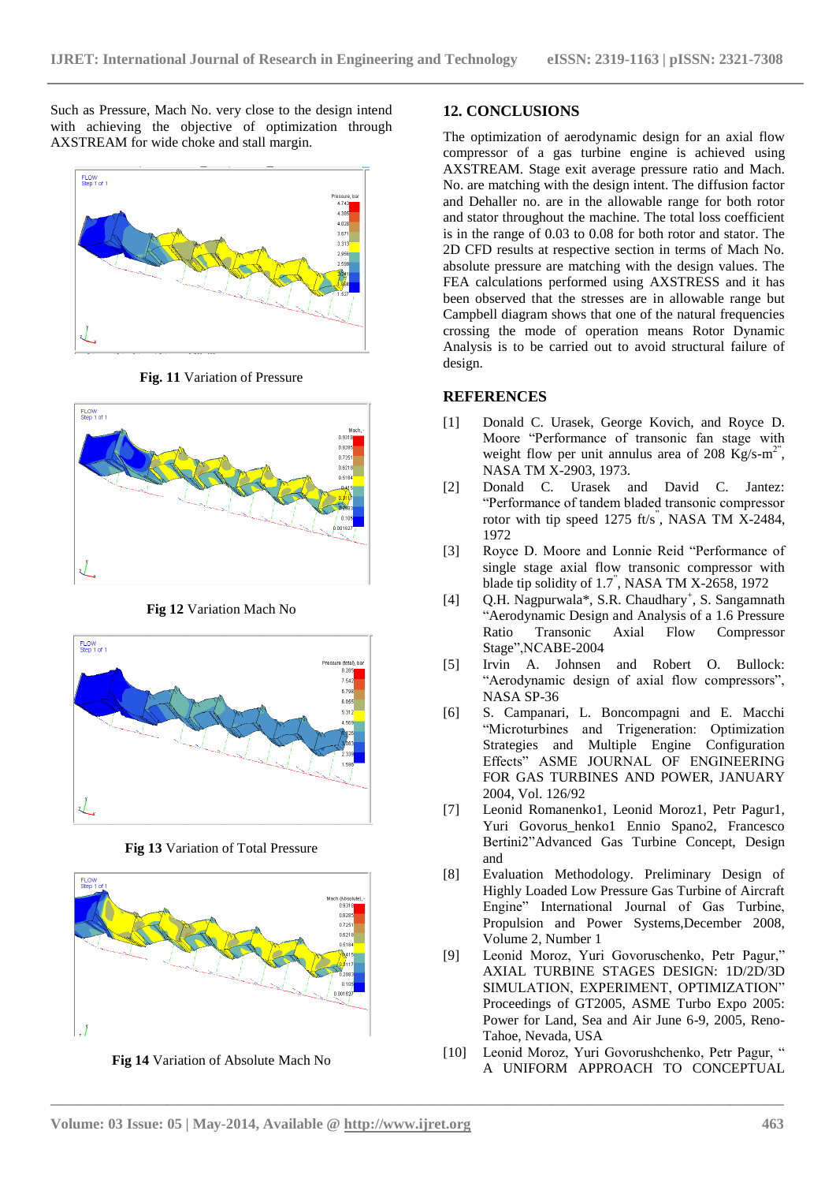Such as Pressure, Mach No. very close to the design intend with achieving the objective of optimization through AXSTREAM for wide choke and stall margin.

**Fig. 11** Variation of Pressure

**Fig 12** Variation Mach No

**Fig 13** Variation of Total Pressure

**Fig 14** Variation of Absolute Mach No

## 12. CONCLUSIONS

The optimization of aerodynamic design for an axial flow compressor of a gas turbine engine is achieved using AXSTREAM. Stage exit average pressure ratio and Mach. No. are matching with the design intent. The diffusion factor and Dehaller no. are in the allowable range for both rotor and stator throughout the machine. The total loss coefficient is in the range of 0.03 to 0.08 for both rotor and stator. The 2D CFD results at respective section in terms of Mach No. absolute pressure are matching with the design values. The FEA calculations performed using AXSTRESS and it has been observed that the stresses are in allowable range but Campbell diagram shows that one of the natural frequencies crossing the mode of operation means Rotor Dynamic Analysis is to be carried out to avoid structural failure of design.

## REFERENCES

[1] Donald C. Urasek, George Kovich, and Royce D. Moore "Performance of transonic fan stage with weight flow per unit annulus area of 208 Kg/s-m$^2$", NASA TM X-2903, 1973.

[2] Donald C. Urasek and David C. Jantez: "Performance of tandem bladed transonic compressor rotor with tip speed 1275 ft/s", NASA TM X-2484, 1972

[3] Royce D. Moore and Lonnie Reid "Performance of single stage axial flow transonic compressor with blade tip solidity of 1.7", NASA TM X-2658, 1972

[4] Q.H. Nagpurwala*, S.R. Chaudhary[+], S. Sangamnath "Aerodynamic Design and Analysis of a 1.6 Pressure Ratio Transonic Axial Flow Compressor Stage",NCABE-2004

[5] Irvin A. Johnsen and Robert O. Bullock: "Aerodynamic design of axial flow compressors", NASA SP-36

[6] S. Campanari, L. Boncompagni and E. Macchi "Microturbines and Trigeneration: Optimization Strategies and Multiple Engine Configuration Effects" ASME JOURNAL OF ENGINEERING FOR GAS TURBINES AND POWER, JANUARY 2004, Vol. 126/92

[7] Leonid Romanenko1, Leonid Moroz1, Petr Pagur1, Yuri Govorus_henko1 Ennio Spano2, Francesco Bertini2"Advanced Gas Turbine Concept, Design and

[8] Evaluation Methodology. Preliminary Design of Highly Loaded Low Pressure Gas Turbine of Aircraft Engine" International Journal of Gas Turbine, Propulsion and Power Systems,December 2008, Volume 2, Number 1

[9] Leonid Moroz, Yuri Govoruschenko, Petr Pagur," AXIAL TURBINE STAGES DESIGN: 1D/2D/3D SIMULATION, EXPERIMENT, OPTIMIZATION" Proceedings of GT2005, ASME Turbo Expo 2005: Power for Land, Sea and Air June 6-9, 2005, Reno-Tahoe, Nevada, USA

[10] Leonid Moroz, Yuri Govorushchenko, Petr Pagur, " A UNIFORM APPROACH TO CONCEPTUAL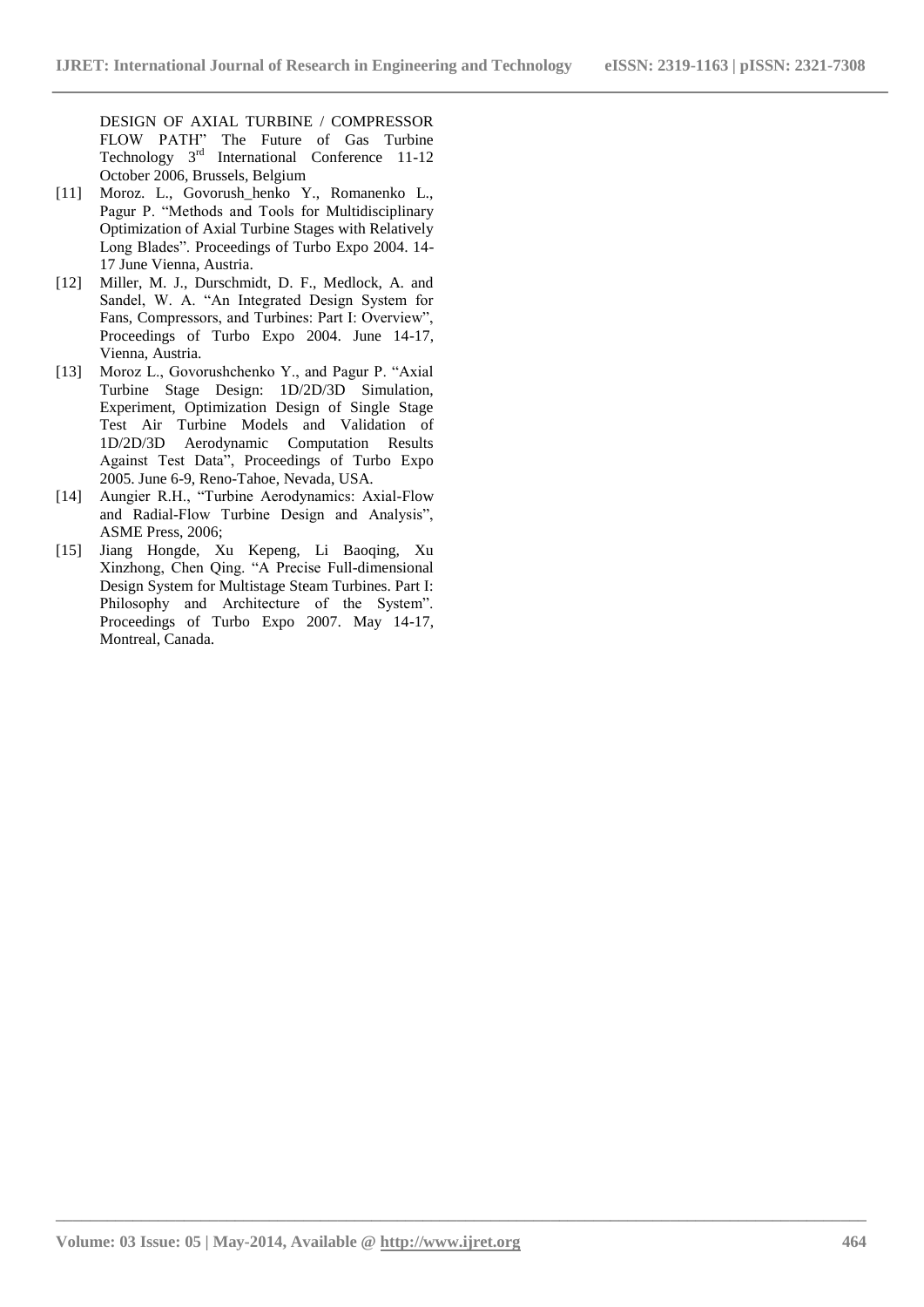DESIGN OF AXIAL TURBINE / COMPRESSOR FLOW PATH" The Future of Gas Turbine Technology 3rd International Conference 11-12 October 2006, Brussels, Belgium

[11] Moroz. L., Govorush_henko Y., Romanenko L., Pagur P. "Methods and Tools for Multidisciplinary Optimization of Axial Turbine Stages with Relatively Long Blades". Proceedings of Turbo Expo 2004. 14-17 June Vienna, Austria.

[12] Miller, M. J., Durschmidt, D. F., Medlock, A. and Sandel, W. A. "An Integrated Design System for Fans, Compressors, and Turbines: Part I: Overview", Proceedings of Turbo Expo 2004. June 14-17, Vienna, Austria.

[13] Moroz L., Govorushchenko Y., and Pagur P. "Axial Turbine Stage Design: 1D/2D/3D Simulation, Experiment, Optimization Design of Single Stage Test Air Turbine Models and Validation of 1D/2D/3D Aerodynamic Computation Results Against Test Data", Proceedings of Turbo Expo 2005. June 6-9, Reno-Tahoe, Nevada, USA.

[14] Aungier R.H., "Turbine Aerodynamics: Axial-Flow and Radial-Flow Turbine Design and Analysis", ASME Press, 2006;

[15] Jiang Hongde, Xu Kepeng, Li Baoqing, Xu Xinzhong, Chen Qing. "A Precise Full-dimensional Design System for Multistage Steam Turbines. Part I: Philosophy and Architecture of the System". Proceedings of Turbo Expo 2007. May 14-17, Montreal, Canada.